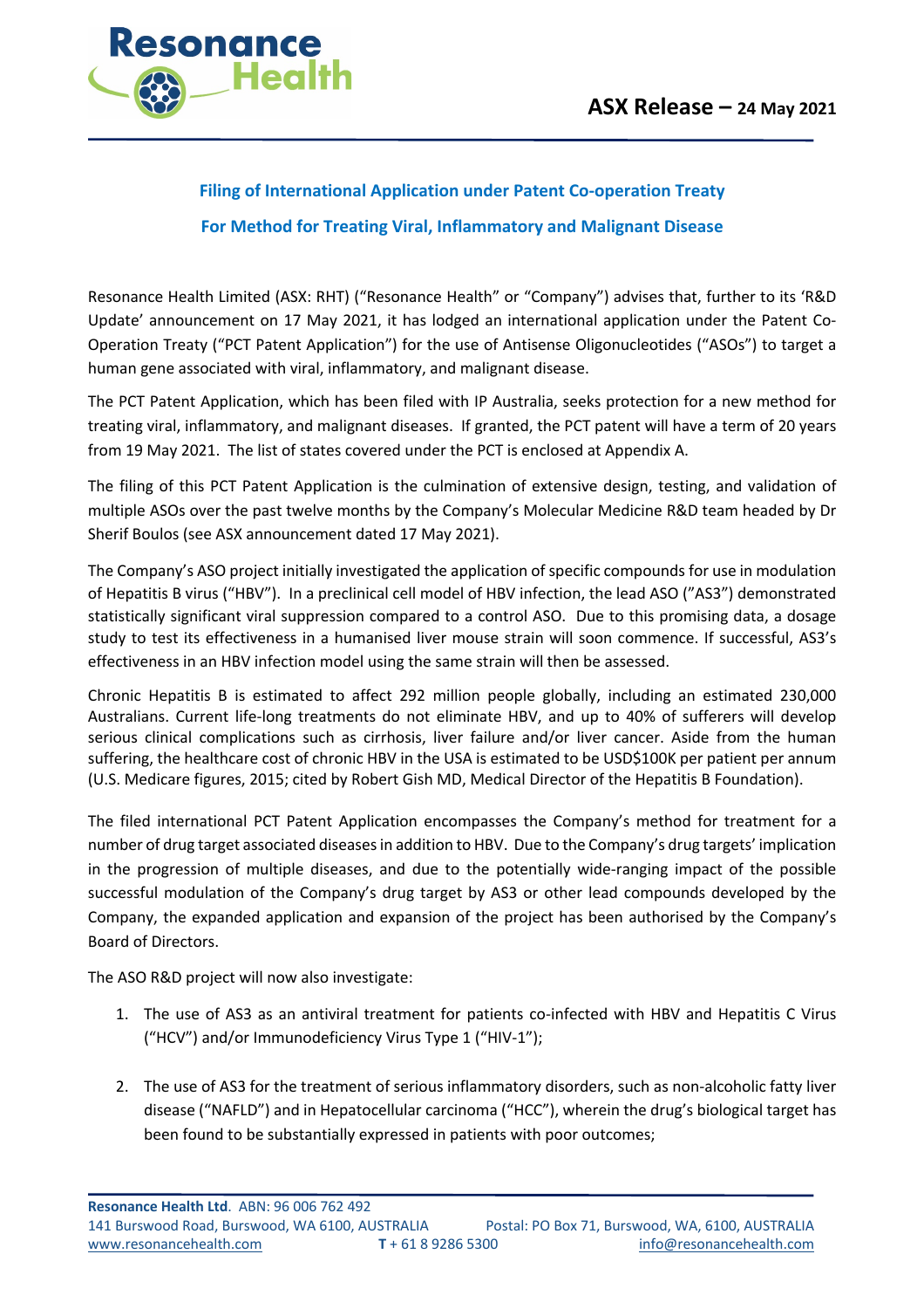**ASX Release – 24 May 2021**

## Filing of International Application under Patent Co-operation Treaty For Method for Treating Viral, Inflammatory and Malignant Disease

Resonance Health Limited (ASX: RHT) ("Resonance Health" or "Company") advises that, further to its 'R&D Update' announcement on 17 May 2021, it has lodged an international application under the Patent Co-Operation Treaty ("PCT Patent Application") for the use of Antisense Oligonucleotides ("ASOs") to target a human gene associated with viral, inflammatory, and malignant disease.

The PCT Patent Application, which has been filed with IP Australia, seeks protection for a new method for treating viral, inflammatory, and malignant diseases. If granted, the PCT patent will have a term of 20 years from 19 May 2021. The list of states covered under the PCT is enclosed at Appendix A.

The filing of this PCT Patent Application is the culmination of extensive design, testing, and validation of multiple ASOs over the past twelve months by the Company's Molecular Medicine R&D team headed by Dr Sherif Boulos (see ASX announcement dated 17 May 2021).

The Company's ASO project initially investigated the application of specific compounds for use in modulation of Hepatitis B virus ("HBV"). In a preclinical cell model of HBV infection, the lead ASO ("AS3") demonstrated statistically significant viral suppression compared to a control ASO. Due to this promising data, a dosage study to test its effectiveness in a humanised liver mouse strain will soon commence. If successful, AS3's effectiveness in an HBV infection model using the same strain will then be assessed.

Chronic Hepatitis B is estimated to affect 292 million people globally, including an estimated 230,000 Australians. Current life-long treatments do not eliminate HBV, and up to 40% of sufferers will develop serious clinical complications such as cirrhosis, liver failure and/or liver cancer. Aside from the human suffering, the healthcare cost of chronic HBV in the USA is estimated to be USD$100K per patient per annum (U.S. Medicare figures, 2015; cited by Robert Gish MD, Medical Director of the Hepatitis B Foundation).

The filed international PCT Patent Application encompasses the Company's method for treatment for a number of drug target associated diseases in addition to HBV. Due to the Company's drug targets' implication in the progression of multiple diseases, and due to the potentially wide-ranging impact of the possible successful modulation of the Company's drug target by AS3 or other lead compounds developed by the Company, the expanded application and expansion of the project has been authorised by the Company's Board of Directors.

The ASO R&D project will now also investigate:

1. The use of AS3 as an antiviral treatment for patients co-infected with HBV and Hepatitis C Virus ("HCV") and/or Immunodeficiency Virus Type 1 ("HIV-1");

2. The use of AS3 for the treatment of serious inflammatory disorders, such as non-alcoholic fatty liver disease ("NAFLD") and in Hepatocellular carcinoma ("HCC"), wherein the drug's biological target has been found to be substantially expressed in patients with poor outcomes;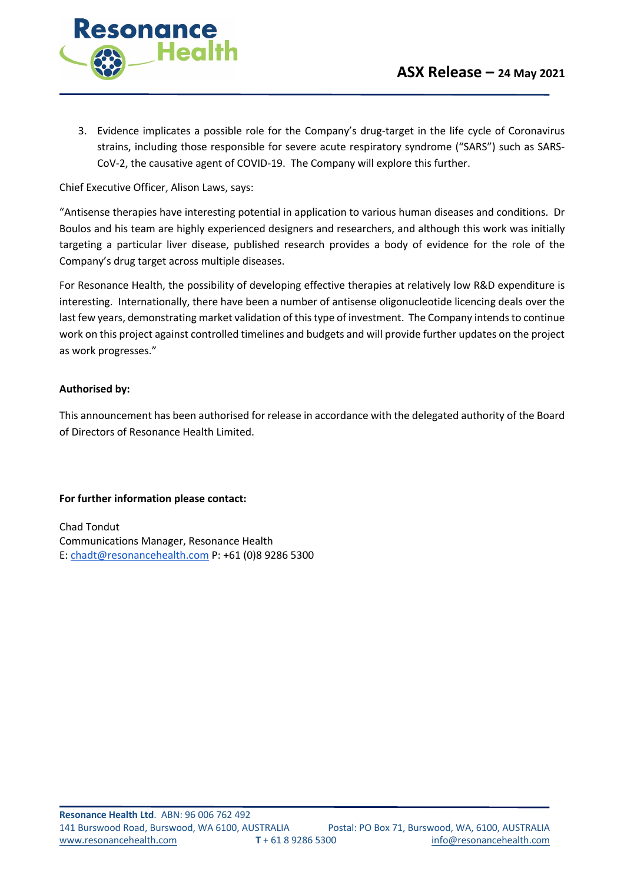3. Evidence implicates a possible role for the Company's drug-target in the life cycle of Coronavirus strains, including those responsible for severe acute respiratory syndrome ("SARS") such as SARS-CoV-2, the causative agent of COVID-19. The Company will explore this further.

Chief Executive Officer, Alison Laws, says:

"Antisense therapies have interesting potential in application to various human diseases and conditions. Dr Boulos and his team are highly experienced designers and researchers, and although this work was initially targeting a particular liver disease, published research provides a body of evidence for the role of the Company's drug target across multiple diseases.

For Resonance Health, the possibility of developing effective therapies at relatively low R&D expenditure is interesting. Internationally, there have been a number of antisense oligonucleotide licencing deals over the last few years, demonstrating market validation of this type of investment. The Company intends to continue work on this project against controlled timelines and budgets and will provide further updates on the project as work progresses."

**Authorised by:**

This announcement has been authorised for release in accordance with the delegated authority of the Board of Directors of Resonance Health Limited.

**For further information please contact:**

Chad Tondut  
Communications Manager, Resonance Health  
E: chadt@resonancehealth.com P: +61 (0)8 9286 5300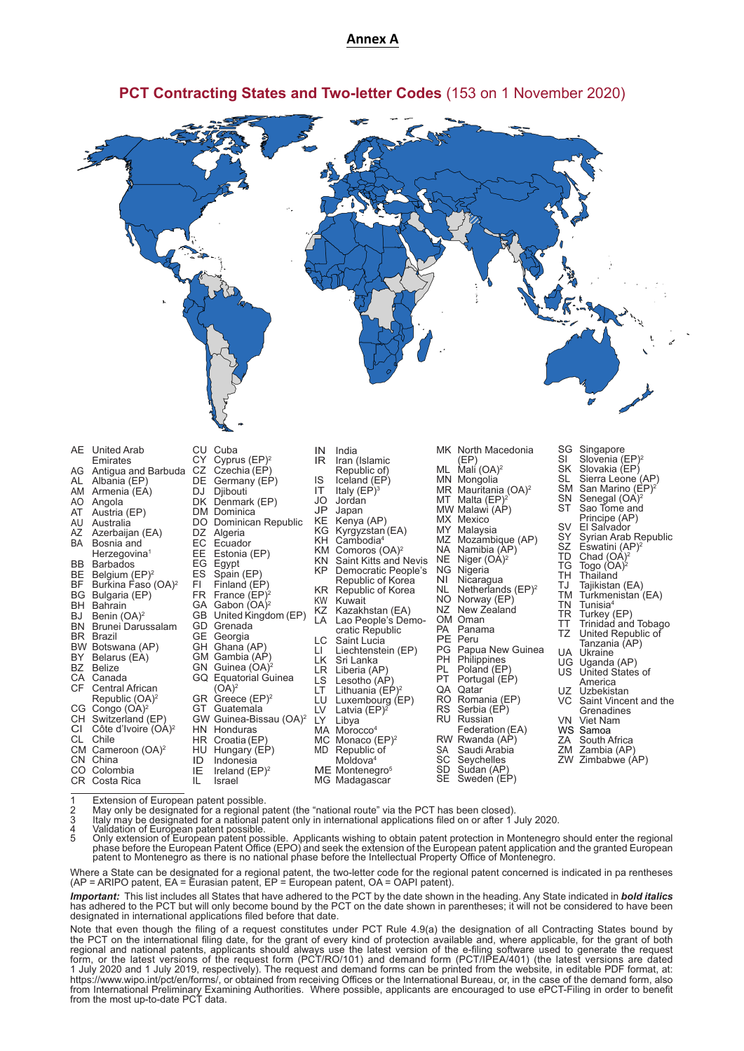**Annex A**

## PCT Contracting States and Two-letter Codes (153 on 1 November 2020)

AE United Arab Emirates
AG Antigua and Barbuda
AL Albania (EP)
AM Armenia (EA)
AO Angola
AT Austria (EP)
AU Australia
AZ Azerbaijan (EA)
BA Bosnia and Herzegovina[1]
BB Barbados
BE Belgium (EP)[2]
BF Burkina Faso (OA)[2]
BG Bulgaria (EP)
BH Bahrain
BJ Benin (OA)[2]
BN Brunei Darussalam
BR Brazil
BW Botswana (AP)
BY Belarus (EA)
BZ Belize
CA Canada
CF Central African Republic (OA)[2]
CG Congo (OA)[2]
CH Switzerland (EP)
CI Côte d'Ivoire (OA)[2]
CL Chile
CM Cameroon (OA)[2]
CN China
CO Colombia
CR Costa Rica
CU Cuba
CY Cyprus (EP)[2]
CZ Czechia (EP)
DE Germany (EP)
DJ Djibouti
DK Denmark (EP)
DM Dominica
DO Dominican Republic
DZ Algeria
EC Ecuador
EE Estonia (EP)
EG Egypt
ES Spain (EP)
FI Finland (EP)
FR France (EP)[2]
GA Gabon (OA)[2]
GB United Kingdom (EP)
GD Grenada
GE Georgia
GH Ghana (AP)
GM Gambia (AP)
GN Guinea (OA)[2]
GQ Equatorial Guinea (OA)[2]
GR Greece (EP)[2]
GT Guatemala
GW Guinea-Bissau (OA)[2]
HN Honduras
HR Croatia (EP)
HU Hungary (EP)
ID Indonesia
IE Ireland (EP)[2]
IL Israel
IN India
IR Iran (Islamic Republic of)
IS Iceland (EP)
IT Italy (EP)[3]
JO Jordan
JP Japan
KE Kenya (AP)
KG Kyrgyzstan (EA)
KH Cambodia[4]
KM Comoros (OA)[2]
KN Saint Kitts and Nevis
KP Democratic People's Republic of Korea
KR Republic of Korea
KW Kuwait
KZ Kazakhstan (EA)
LA Lao People's Democratic Republic
LC Saint Lucia
LI Liechtenstein (EP)
LK Sri Lanka
LR Liberia (AP)
LS Lesotho (AP)
LT Lithuania (EP)[2]
LU Luxembourg (EP)
LV Latvia (EP)[2]
LY Libya
MA Morocco[4]
MC Monaco (EP)[2]
MD Republic of Moldova[4]
ME Montenegro[5]
MG Madagascar
MK North Macedonia (EP)
ML Mali (OA)[2]
MN Mongolia
MR Mauritania (OA)[2]
MT Malta (EP)[2]
MW Malawi (AP)
MX Mexico
MY Malaysia
MZ Mozambique (AP)
NA Namibia (AP)
NE Niger (OA)[2]
NG Nigeria
NI Nicaragua
NL Netherlands (EP)[2]
NO Norway (EP)
NZ New Zealand
OM Oman
PA Panama
PE Peru
PG Papua New Guinea
PH Philippines
PL Poland (EP)
PT Portugal (EP)
QA Qatar
RO Romania (EP)
RS Serbia (EP)
RU Russian Federation (EA)
RW Rwanda (AP)
SA Saudi Arabia
SC Seychelles
SD Sudan (AP)
SE Sweden (EP)
SG Singapore
SI Slovenia (EP)[2]
SK Slovakia (EP)
SL Sierra Leone (AP)
SM San Marino (EP)[2]
SN Senegal (OA)[2]
ST Sao Tome and Principe (AP)
SV El Salvador
SY Syrian Arab Republic
SZ Eswatini (AP)[2]
TD Chad (OA)[2]
TG Togo (OA)[2]
TH Thailand
TJ Tajikistan (EA)
TM Turkmenistan (EA)
TN Tunisia[4]
TR Turkey (EP)
TT Trinidad and Tobago
TZ United Republic of Tanzania (AP)
UA Ukraine
UG Uganda (AP)
US United States of America
UZ Uzbekistan
VC Saint Vincent and the Grenadines
VN Viet Nam
WS Samoa
ZA South Africa
ZM Zambia (AP)
ZW Zimbabwe (AP)

1 Extension of European patent possible.
2 May only be designated for a regional patent (the "national route" via the PCT has been closed).
3 Italy may be designated for a national patent only in international applications filed on or after 1 July 2020.
4 Validation of European patent possible.
5 Only extension of European patent possible. Applicants wishing to obtain patent protection in Montenegro should enter the regional phase before the European Patent Office (EPO) and seek the extension of the European patent application and the granted European patent to Montenegro as there is no national phase before the Intellectual Property Office of Montenegro.

Where a State can be designated for a regional patent, the two-letter code for the regional patent concerned is indicated in pa rentheses (AP = ARIPO patent, EA = Eurasian patent, EP = European patent, OA = OAPI patent).

***Important:*** This list includes all States that have adhered to the PCT by the date shown in the heading. Any State indicated in ***bold italics*** has adhered to the PCT but will only become bound by the PCT on the date shown in parentheses; it will not be considered to have been designated in international applications filed before that date.

Note that even though the filing of a request constitutes under PCT Rule 4.9(a) the designation of all Contracting States bound by the PCT on the international filing date, for the grant of every kind of protection available and, where applicable, for the grant of both regional and national patents, applicants should always use the latest version of the e-filing software used to generate the request form, or the latest versions of the request form (PCT/RO/101) and demand form (PCT/IPEA/401) (the latest versions are dated 1 July 2020 and 1 July 2019, respectively). The request and demand forms can be printed from the website, in editable PDF format, at: https://www.wipo.int/pct/en/forms/, or obtained from receiving Offices or the International Bureau, or, in the case of the demand form, also from International Preliminary Examining Authorities. Where possible, applicants are encouraged to use ePCT-Filing in order to benefit from the most up-to-date PCT data.